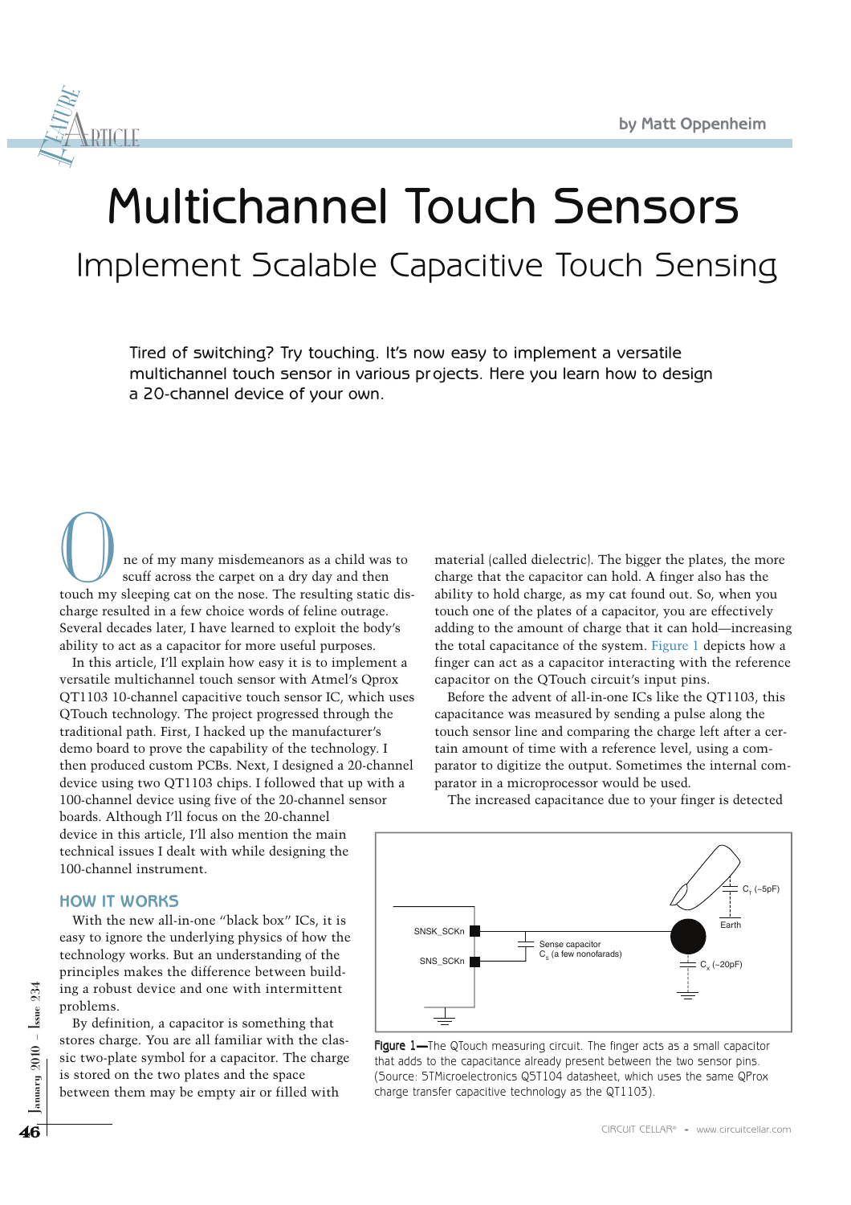# Multichannel Touch Sensors

## Implement Scalable Capacitive Touch Sensing

by Matt Oppenheim

Tired of switching? Try touching. It's now easy to implement a versatile multichannel touch sensor in various projects. Here you learn how to design a 20-channel device of your own.

One of my many misdemeanors as a child was to scuff across the carpet on a dry day and then touch my sleeping cat on the nose. The resulting static discharge resulted in a few choice words of feline outrage. Several decades later, I have learned to exploit the body's ability to act as a capacitor for more useful purposes.

In this article, I'll explain how easy it is to implement a versatile multichannel touch sensor with Atmel's Qprox QT1103 10-channel capacitive touch sensor IC, which uses QTouch technology. The project progressed through the traditional path. First, I hacked up the manufacturer's demo board to prove the capability of the technology. I then produced custom PCBs. Next, I designed a 20-channel device using two QT1103 chips. I followed that up with a 100-channel device using five of the 20-channel sensor boards. Although I'll focus on the 20-channel device in this article, I'll also mention the main technical issues I dealt with while designing the 100-channel instrument.

### HOW IT WORKS

With the new all-in-one "black box" ICs, it is easy to ignore the underlying physics of how the technology works. But an understanding of the principles makes the difference between building a robust device and one with intermittent problems.

By definition, a capacitor is something that stores charge. You are all familiar with the classic two-plate symbol for a capacitor. The charge is stored on the two plates and the space between them may be empty air or filled with material (called dielectric). The bigger the plates, the more charge that the capacitor can hold. A finger also has the ability to hold charge, as my cat found out. So, when you touch one of the plates of a capacitor, you are effectively adding to the amount of charge that it can hold—increasing the total capacitance of the system. Figure 1 depicts how a finger can act as a capacitor interacting with the reference capacitor on the QTouch circuit's input pins.

Before the advent of all-in-one ICs like the QT1103, this capacitance was measured by sending a pulse along the touch sensor line and comparing the charge left after a certain amount of time with a reference level, using a comparator to digitize the output. Sometimes the internal comparator in a microprocessor would be used.

The increased capacitance due to your finger is detected

**Figure 1**—The QTouch measuring circuit. The finger acts as a small capacitor that adds to the capacitance already present between the two sensor pins. (Source: STMicroelectronics QST104 datasheet, which uses the same QProx charge transfer capacitive technology as the QT1103).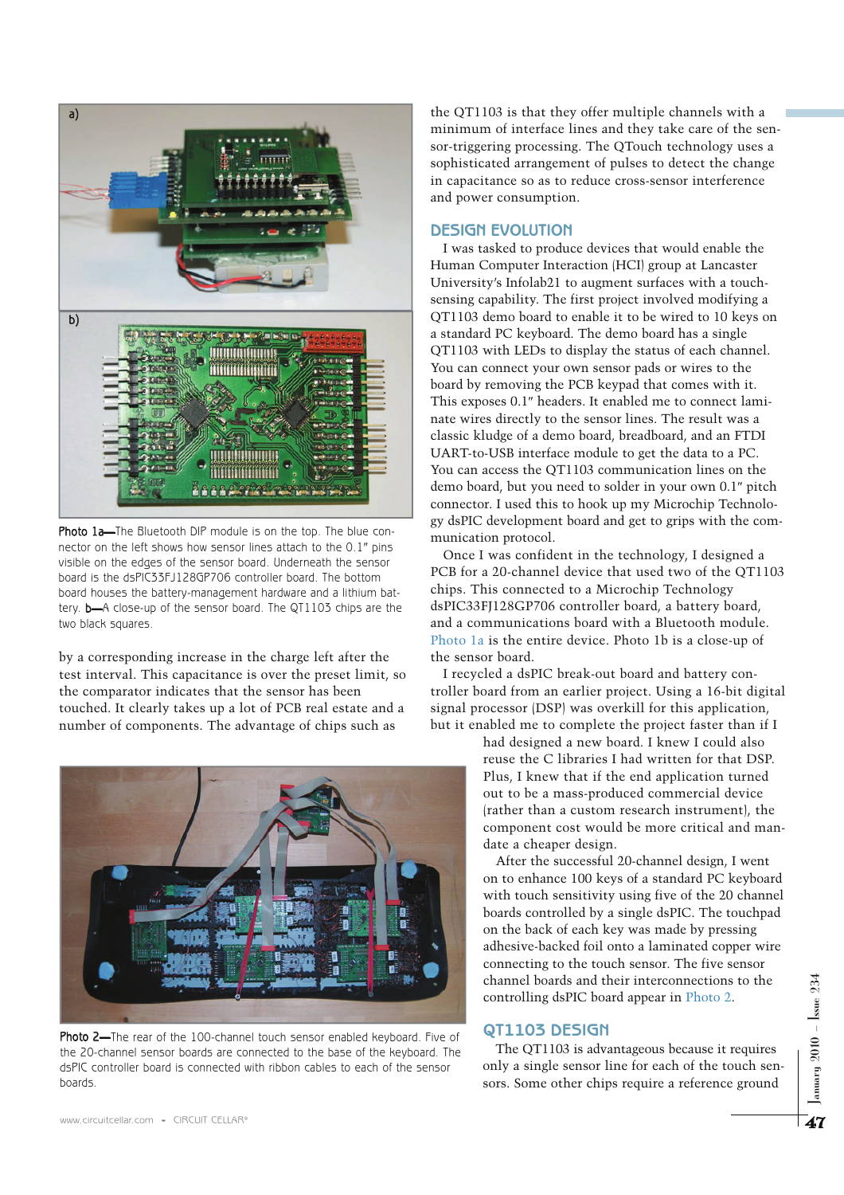Photo 1a—The Bluetooth DIP module is on the top. The blue connector on the left shows how sensor lines attach to the 0.1" pins visible on the edges of the sensor board. Underneath the sensor board is the dsPIC33FJ128GP706 controller board. The bottom board houses the battery-management hardware and a lithium battery. b—A close-up of the sensor board. The QT1103 chips are the two black squares.

by a corresponding increase in the charge left after the test interval. This capacitance is over the preset limit, so the comparator indicates that the sensor has been touched. It clearly takes up a lot of PCB real estate and a number of components. The advantage of chips such as the QT1103 is that they offer multiple channels with a minimum of interface lines and they take care of the sensor-triggering processing. The QTouch technology uses a sophisticated arrangement of pulses to detect the change in capacitance so as to reduce cross-sensor interference and power consumption.

## DESIGN EVOLUTION

I was tasked to produce devices that would enable the Human Computer Interaction (HCI) group at Lancaster University's Infolab21 to augment surfaces with a touch-sensing capability. The first project involved modifying a QT1103 demo board to enable it to be wired to 10 keys on a standard PC keyboard. The demo board has a single QT1103 with LEDs to display the status of each channel. You can connect your own sensor pads or wires to the board by removing the PCB keypad that comes with it. This exposes 0.1" headers. It enabled me to connect laminate wires directly to the sensor lines. The result was a classic kludge of a demo board, breadboard, and an FTDI UART-to-USB interface module to get the data to a PC. You can access the QT1103 communication lines on the demo board, but you need to solder in your own 0.1" pitch connector. I used this to hook up my Microchip Technology dsPIC development board and get to grips with the communication protocol.

Once I was confident in the technology, I designed a PCB for a 20-channel device that used two of the QT1103 chips. This connected to a Microchip Technology dsPIC33FJ128GP706 controller board, a battery board, and a communications board with a Bluetooth module. Photo 1a is the entire device. Photo 1b is a close-up of the sensor board.

I recycled a dsPIC break-out board and battery controller board from an earlier project. Using a 16-bit digital signal processor (DSP) was overkill for this application, but it enabled me to complete the project faster than if I had designed a new board. I knew I could also reuse the C libraries I had written for that DSP. Plus, I knew that if the end application turned out to be a mass-produced commercial device (rather than a custom research instrument), the component cost would be more critical and mandate a cheaper design.

After the successful 20-channel design, I went on to enhance 100 keys of a standard PC keyboard with touch sensitivity using five of the 20 channel boards controlled by a single dsPIC. The touchpad on the back of each key was made by pressing adhesive-backed foil onto a laminated copper wire connecting to the touch sensor. The five sensor channel boards and their interconnections to the controlling dsPIC board appear in Photo 2.

Photo 2—The rear of the 100-channel touch sensor enabled keyboard. Five of the 20-channel sensor boards are connected to the base of the keyboard. The dsPIC controller board is connected with ribbon cables to each of the sensor boards.

## QT1103 DESIGN

The QT1103 is advantageous because it requires only a single sensor line for each of the touch sensors. Some other chips require a reference ground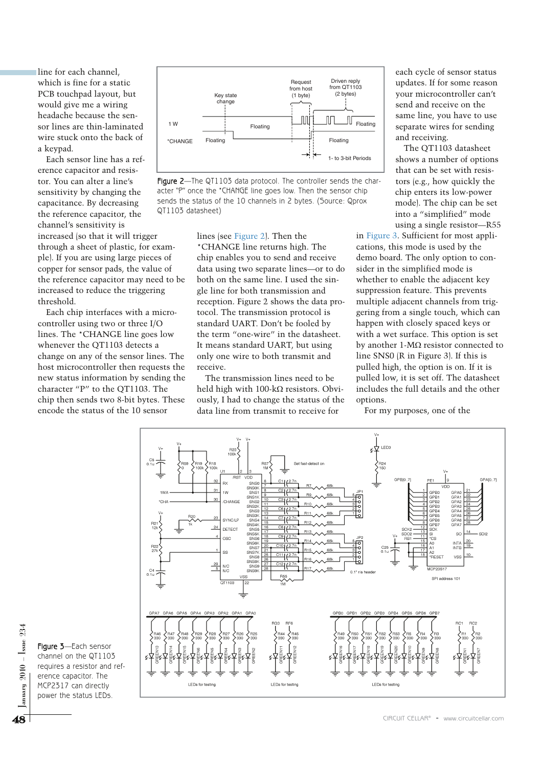line for each channel, which is fine for a static PCB touchpad layout, but would give me a wiring headache because the sensor lines are thin-laminated wire stuck onto the back of a keypad.

Each sensor line has a reference capacitor and resistor. You can alter a line's sensitivity by changing the capacitance. By decreasing the reference capacitor, the channel's sensitivity is increased (so that it will trigger through a sheet of plastic, for example). If you are using large pieces of copper for sensor pads, the value of the reference capacitor may need to be increased to reduce the triggering threshold.

Each chip interfaces with a microcontroller using two or three I/O lines. The *CHANGE line goes low whenever the QT1103 detects a change on any of the sensor lines. The host microcontroller then requests the new status information by sending the character "P" to the QT1103. The chip then sends two 8-bit bytes. These encode the status of the 10 sensor lines (see Figure 2). Then the *CHANGE line returns high. The chip enables you to send and receive data using two separate lines—or to do both on the same line. I used the single line for both transmission and reception. Figure 2 shows the data protocol. The transmission protocol is standard UART. Don't be fooled by the term "one-wire" in the datasheet. It means standard UART, but using only one wire to both transmit and receive.

Figure 2—The QT1103 data protocol. The controller sends the character "P" once the *CHANGE line goes low. Then the sensor chip sends the status of the 10 channels in 2 bytes. (Source: Qprox QT1103 datasheet)

The transmission lines need to be held high with 100-kΩ resistors. Obviously, I had to change the status of the data line from transmit to receive for each cycle of sensor status updates. If for some reason your microcontroller can't send and receive on the same line, you have to use separate wires for sending and receiving.

The QT1103 datasheet shows a number of options that can be set with resistors (e.g., how quickly the chip enters its low-power mode). The chip can be set into a "simplified" mode using a single resistor—R55 in Figure 3. Sufficient for most applications, this mode is used by the demo board. The only option to consider in the simplified mode is whether to enable the adjacent key suppression feature. This prevents multiple adjacent channels from triggering from a single touch, which can happen with closely spaced keys or with a wet surface. This option is set by another 1-MΩ resistor connected to line SNS0 (R in Figure 3). If this is pulled high, the option is on. If it is pulled low, it is set off. The datasheet includes the full details and the other options.

For my purposes, one of the

Figure 3—Each sensor channel on the QT1103 requires a resistor and reference capacitor. The MCP2317 can directly power the status LEDs.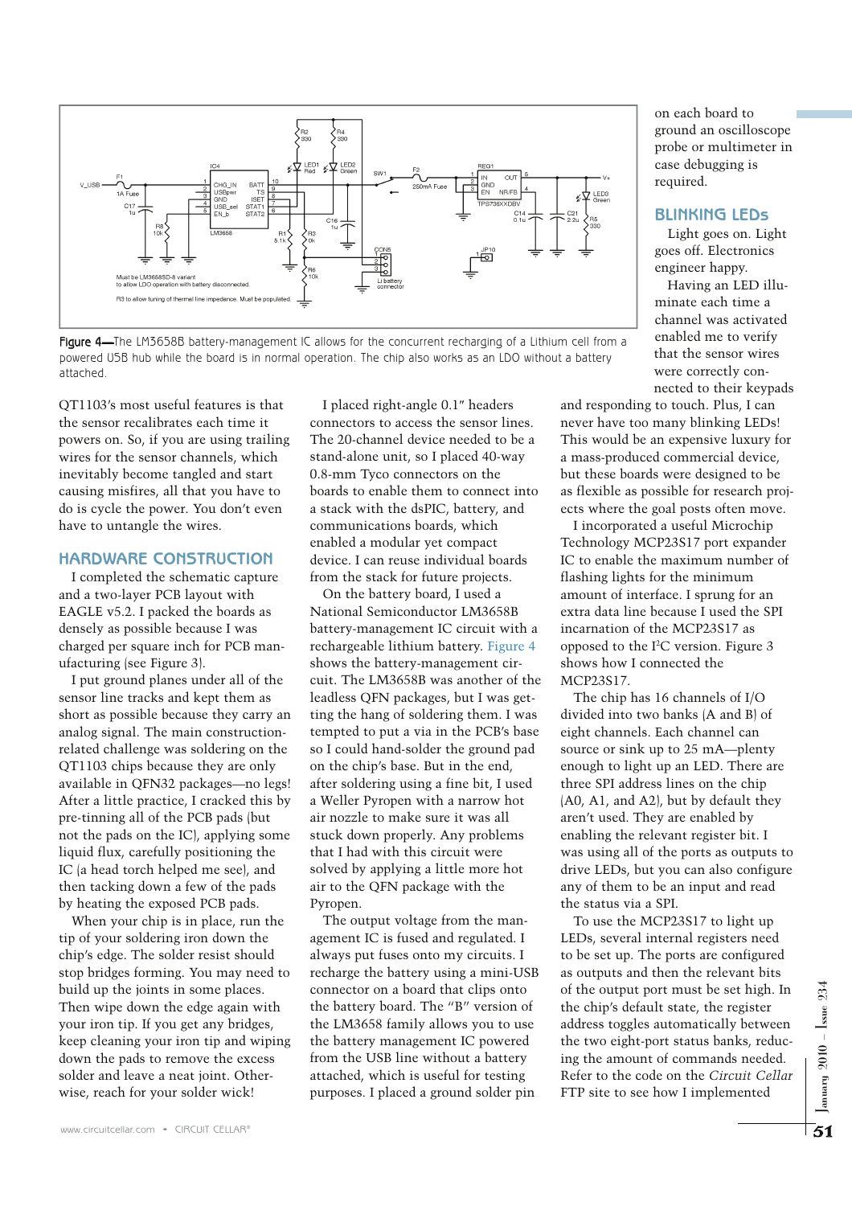Figure 4—The LM3658B battery-management IC allows for the concurrent recharging of a Lithium cell from a powered USB hub while the board is in normal operation. The chip also works as an LDO without a battery attached.

QT1103's most useful features is that the sensor recalibrates each time it powers on. So, if you are using trailing wires for the sensor channels, which inevitably become tangled and start causing misfires, all that you have to do is cycle the power. You don't even have to untangle the wires.

## HARDWARE CONSTRUCTION

I completed the schematic capture and a two-layer PCB layout with EAGLE v5.2. I packed the boards as densely as possible because I was charged per square inch for PCB manufacturing (see Figure 3).

I put ground planes under all of the sensor line tracks and kept them as short as possible because they carry an analog signal. The main construction-related challenge was soldering on the QT1103 chips because they are only available in QFN32 packages—no legs! After a little practice, I cracked this by pre-tinning all of the PCB pads (but not the pads on the IC), applying some liquid flux, carefully positioning the IC (a head torch helped me see), and then tacking down a few of the pads by heating the exposed PCB pads.

When your chip is in place, run the tip of your soldering iron down the chip's edge. The solder resist should stop bridges forming. You may need to build up the joints in some places. Then wipe down the edge again with your iron tip. If you get any bridges, keep cleaning your iron tip and wiping down the pads to remove the excess solder and leave a neat joint. Otherwise, reach for your solder wick!

I placed right-angle 0.1" headers connectors to access the sensor lines. The 20-channel device needed to be a stand-alone unit, so I placed 40-way 0.8-mm Tyco connectors on the boards to enable them to connect into a stack with the dsPIC, battery, and communications boards, which enabled a modular yet compact device. I can reuse individual boards from the stack for future projects.

On the battery board, I used a National Semiconductor LM3658B battery-management IC circuit with a rechargeable lithium battery. Figure 4 shows the battery-management circuit. The LM3658B was another of the leadless QFN packages, but I was getting the hang of soldering them. I was tempted to put a via in the PCB's base so I could hand-solder the ground pad on the chip's base. But in the end, after soldering using a fine bit, I used a Weller Pyropen with a narrow hot air nozzle to make sure it was all stuck down properly. Any problems that I had with this circuit were solved by applying a little more hot air to the QFN package with the Pyropen.

The output voltage from the management IC is fused and regulated. I always put fuses onto my circuits. I recharge the battery using a mini-USB connector on a board that clips onto the battery board. The "B" version of the LM3658 family allows you to use the battery management IC powered from the USB line without a battery attached, which is useful for testing purposes. I placed a ground solder pin on each board to ground an oscilloscope probe or multimeter in case debugging is required.

## BLINKING LEDs

Light goes on. Light goes off. Electronics engineer happy.

Having an LED illuminate each time a channel was activated enabled me to verify that the sensor wires were correctly connected to their keypads and responding to touch. Plus, I can never have too many blinking LEDs! This would be an expensive luxury for a mass-produced commercial device, but these boards were designed to be as flexible as possible for research projects where the goal posts often move.

I incorporated a useful Microchip Technology MCP23S17 port expander IC to enable the maximum number of flashing lights for the minimum amount of interface. I sprung for an extra data line because I used the SPI incarnation of the MCP23S17 as opposed to the I²C version. Figure 3 shows how I connected the MCP23S17.

The chip has 16 channels of I/O divided into two banks (A and B) of eight channels. Each channel can source or sink up to 25 mA—plenty enough to light up an LED. There are three SPI address lines on the chip (A0, A1, and A2), but by default they aren't used. They are enabled by enabling the relevant register bit. I was using all of the ports as outputs to drive LEDs, but you can also configure any of them to be an input and read the status via a SPI.

To use the MCP23S17 to light up LEDs, several internal registers need to be set up. The ports are configured as outputs and then the relevant bits of the output port must be set high. In the chip's default state, the register address toggles automatically between the two eight-port status banks, reducing the amount of commands needed. Refer to the code on the *Circuit Cellar* FTP site to see how I implemented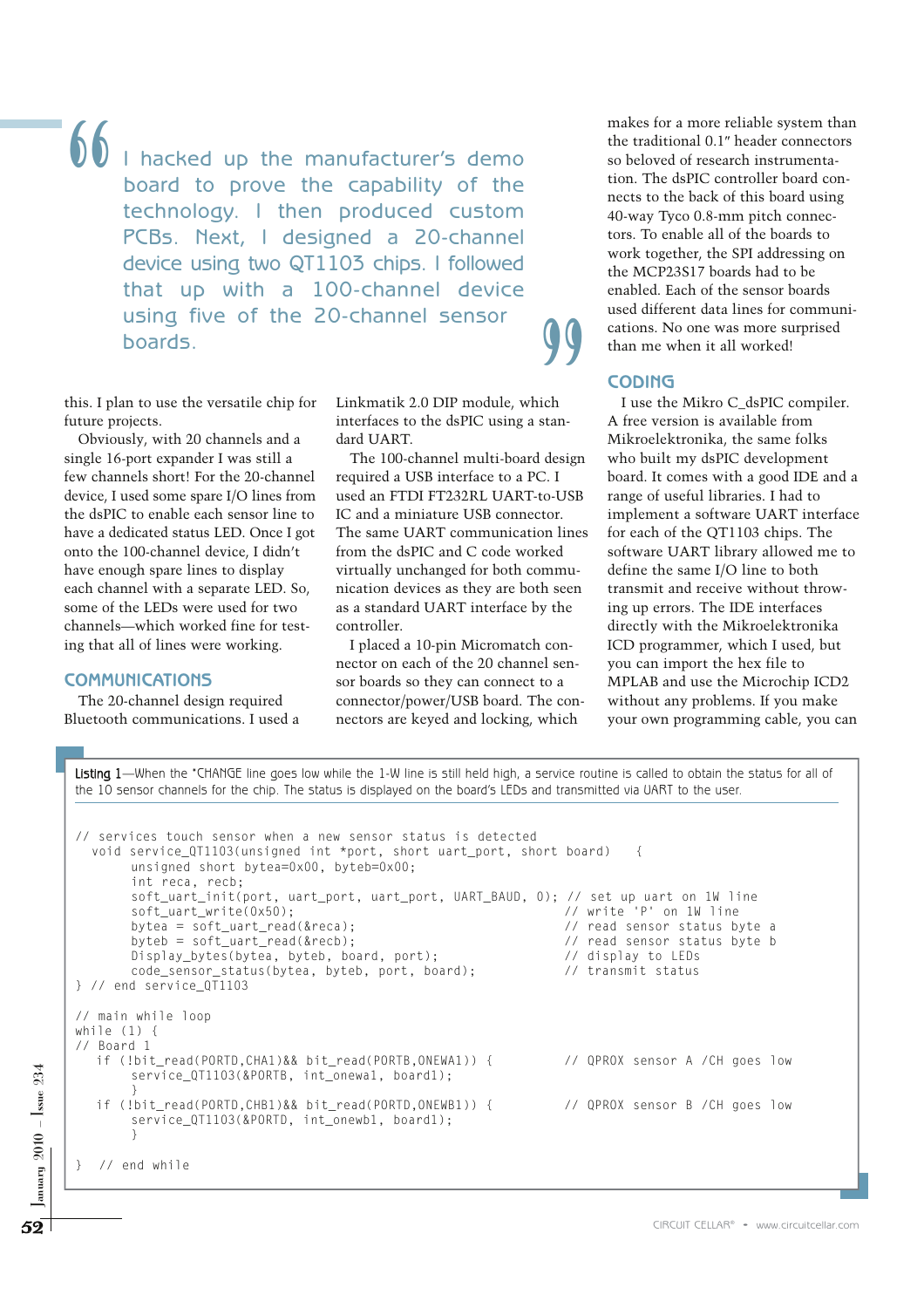> I hacked up the manufacturer's demo board to prove the capability of the technology. I then produced custom PCBs. Next, I designed a 20-channel device using two QT1103 chips. I followed that up with a 100-channel device using five of the 20-channel sensor boards.

this. I plan to use the versatile chip for future projects.

Obviously, with 20 channels and a single 16-port expander I was still a few channels short! For the 20-channel device, I used some spare I/O lines from the dsPIC to enable each sensor line to have a dedicated status LED. Once I got onto the 100-channel device, I didn't have enough spare lines to display each channel with a separate LED. So, some of the LEDs were used for two channels—which worked fine for testing that all of lines were working.

## COMMUNICATIONS

The 20-channel design required Bluetooth communications. I used a Linkmatik 2.0 DIP module, which interfaces to the dsPIC using a standard UART.

The 100-channel multi-board design required a USB interface to a PC. I used an FTDI FT232RL UART-to-USB IC and a miniature USB connector. The same UART communication lines from the dsPIC and C code worked virtually unchanged for both communication devices as they are both seen as a standard UART interface by the controller.

I placed a 10-pin Micromatch connector on each of the 20 channel sensor boards so they can connect to a connector/power/USB board. The connectors are keyed and locking, which makes for a more reliable system than the traditional 0.1″ header connectors so beloved of research instrumentation. The dsPIC controller board connects to the back of this board using 40-way Tyco 0.8-mm pitch connectors. To enable all of the boards to work together, the SPI addressing on the MCP23S17 boards had to be enabled. Each of the sensor boards used different data lines for communications. No one was more surprised than me when it all worked!

## CODING

I use the Mikro C_dsPIC compiler. A free version is available from Mikroelektronika, the same folks who built my dsPIC development board. It comes with a good IDE and a range of useful libraries. I had to implement a software UART interface for each of the QT1103 chips. The software UART library allowed me to define the same I/O line to both transmit and receive without throwing up errors. The IDE interfaces directly with the Mikroelektronika ICD programmer, which I used, but you can import the hex file to MPLAB and use the Microchip ICD2 without any problems. If you make your own programming cable, you can

**Listing 1**—When the *CHANGE line goes low while the 1-W line is still held high, a service routine is called to obtain the status for all of the 10 sensor channels for the chip. The status is displayed on the board's LEDs and transmitted via UART to the user.

```
// services touch sensor when a new sensor status is detected
  void service_QT1103(unsigned int *port, short uart_port, short board)    {
        unsigned short bytea=0x00, byteb=0x00;
        int reca, recb;
        soft_uart_init(port, uart_port, uart_port, UART_BAUD, 0); // set up uart on 1W line
        soft_uart_write(0x50);                                    // write 'P' on 1W line
        bytea = soft_uart_read(&reca);                            // read sensor status byte a
        byteb = soft_uart_read(&recb);                            // read sensor status byte b
        Display_bytes(bytea, byteb, board, port);                 // display to LEDs
        code_sensor_status(bytea, byteb, port, board);            // transmit status
} // end service_QT1103

// main while loop
while (1) {
// Board 1
    if (!bit_read(PORTD,CHA1)&& bit_read(PORTB,ONEWA1)) {         // QPROX sensor A /CH goes low
        service_QT1103(&PORTB, int_onewa1, board1);
        }
    if (!bit_read(PORTD,CHB1)&& bit_read(PORTB,ONEWB1)) {         // QPROX sensor B /CH goes low
        service_QT1103(&PORTD, int_onewb1, board1);
        }

}  // end while
```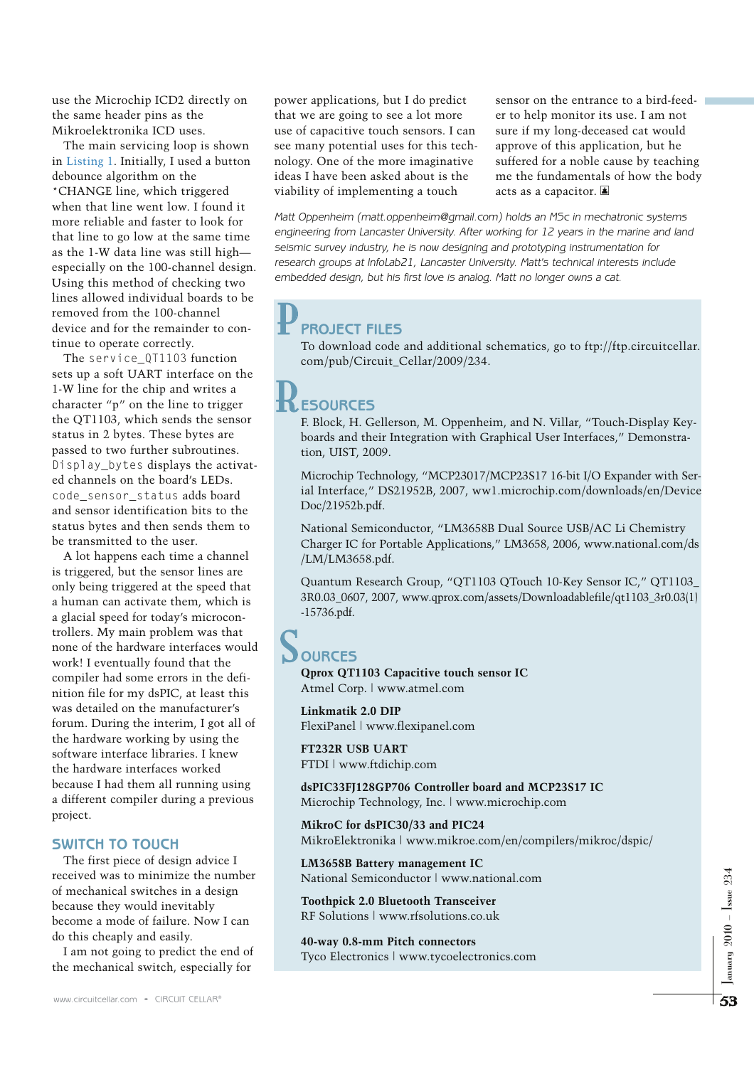use the Microchip ICD2 directly on the same header pins as the Mikroelektronika ICD uses.

The main servicing loop is shown in Listing 1. Initially, I used a button debounce algorithm on the *CHANGE line, which triggered when that line went low. I found it more reliable and faster to look for that line to go low at the same time as the 1-W data line was still high—especially on the 100-channel design. Using this method of checking two lines allowed individual boards to be removed from the 100-channel device and for the remainder to continue to operate correctly.

The `service_QT1103` function sets up a soft UART interface on the 1-W line for the chip and writes a character "p" on the line to trigger the QT1103, which sends the sensor status in 2 bytes. These bytes are passed to two further subroutines. `Display_bytes` displays the activated channels on the board's LEDs. `code_sensor_status` adds board and sensor identification bits to the status bytes and then sends them to be transmitted to the user.

A lot happens each time a channel is triggered, but the sensor lines are only being triggered at the speed that a human can activate them, which is a glacial speed for today's microcontrollers. My main problem was that none of the hardware interfaces would work! I eventually found that the compiler had some errors in the definition file for my dsPIC, at least this was detailed on the manufacturer's forum. During the interim, I got all of the hardware working by using the software interface libraries. I knew the hardware interfaces worked because I had them all running using a different compiler during a previous project.

## SWITCH TO TOUCH

The first piece of design advice I received was to minimize the number of mechanical switches in a design because they would inevitably become a mode of failure. Now I can do this cheaply and easily.

I am not going to predict the end of the mechanical switch, especially for power applications, but I do predict that we are going to see a lot more use of capacitive touch sensors. I can see many potential uses for this technology. One of the more imaginative ideas I have been asked about is the viability of implementing a touch sensor on the entrance to a bird-feeder to help monitor its use. I am not sure if my long-deceased cat would approve of this application, but he suffered for a noble cause by teaching me the fundamentals of how the body acts as a capacitor.

*Matt Oppenheim (matt.oppenheim@gmail.com) holds an MSc in mechatronic systems engineering from Lancaster University. After working for 12 years in the marine and land seismic survey industry, he is now designing and prototyping instrumentation for research groups at InfoLab21, Lancaster University. Matt's technical interests include embedded design, but his first love is analog. Matt no longer owns a cat.*

## PROJECT FILES

To download code and additional schematics, go to ftp://ftp.circuitcellar.com/pub/Circuit_Cellar/2009/234.

## RESOURCES

F. Block, H. Gellerson, M. Oppenheim, and N. Villar, "Touch-Display Keyboards and their Integration with Graphical User Interfaces," Demonstration, UIST, 2009.

Microchip Technology, "MCP23017/MCP23S17 16-bit I/O Expander with Serial Interface," DS21952B, 2007, ww1.microchip.com/downloads/en/DeviceDoc/21952b.pdf.

National Semiconductor, "LM3658B Dual Source USB/AC Li Chemistry Charger IC for Portable Applications," LM3658, 2006, www.national.com/ds/LM/LM3658.pdf.

Quantum Research Group, "QT1103 QTouch 10-Key Sensor IC," QT1103_3R0.03_0607, 2007, www.qprox.com/assets/Downloadablefile/qt1103_3r0.03(1)-15736.pdf.

## SOURCES

**Qprox QT1103 Capacitive touch sensor IC**
Atmel Corp. | www.atmel.com

**Linkmatik 2.0 DIP**
FlexiPanel | www.flexipanel.com

**FT232R USB UART**
FTDI | www.ftdichip.com

**dsPIC33FJ128GP706 Controller board and MCP23S17 IC**
Microchip Technology, Inc. | www.microchip.com

**MikroC for dsPIC30/33 and PIC24**
MikroElektronika | www.mikroe.com/en/compilers/mikroc/dspic/

**LM3658B Battery management IC**
National Semiconductor | www.national.com

**Toothpick 2.0 Bluetooth Transceiver**
RF Solutions | www.rfsolutions.co.uk

**40-way 0.8-mm Pitch connectors**
Tyco Electronics | www.tycoelectronics.com